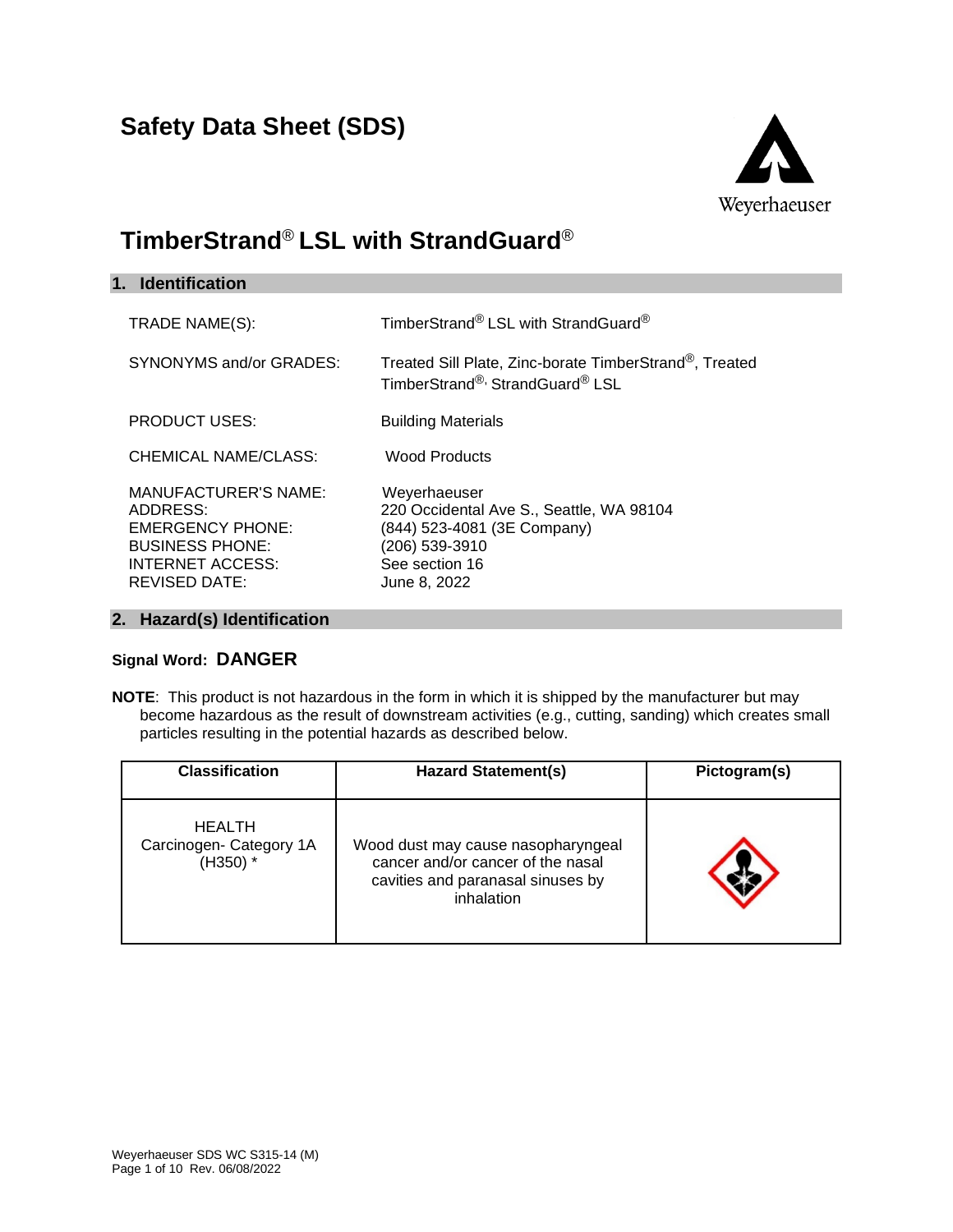# Safety Data Sheet (SDS)

# TimberStrand® LSL with StrandGuard®

## 1. Identification

| | |
|---|---|
| TRADE NAME(S): | TimberStrand® LSL with StrandGuard® |
| SYNONYMS and/or GRADES: | Treated Sill Plate, Zinc-borate TimberStrand®, Treated TimberStrand®, StrandGuard® LSL |
| PRODUCT USES: | Building Materials |
| CHEMICAL NAME/CLASS: | Wood Products |
| MANUFACTURER'S NAME: | Weyerhaeuser |
| ADDRESS: | 220 Occidental Ave S., Seattle, WA 98104 |
| EMERGENCY PHONE: | (844) 523-4081 (3E Company) |
| BUSINESS PHONE: | (206) 539-3910 |
| INTERNET ACCESS: | See section 16 |
| REVISED DATE: | June 8, 2022 |

## 2. Hazard(s) Identification

**Signal Word: DANGER**

**NOTE**: This product is not hazardous in the form in which it is shipped by the manufacturer but may become hazardous as the result of downstream activities (e.g., cutting, sanding) which creates small particles resulting in the potential hazards as described below.

| Classification | Hazard Statement(s) | Pictogram(s) |
|---|---|---|
| HEALTH Carcinogen- Category 1A (H350) * | Wood dust may cause nasopharyngeal cancer and/or cancer of the nasal cavities and paranasal sinuses by inhalation | |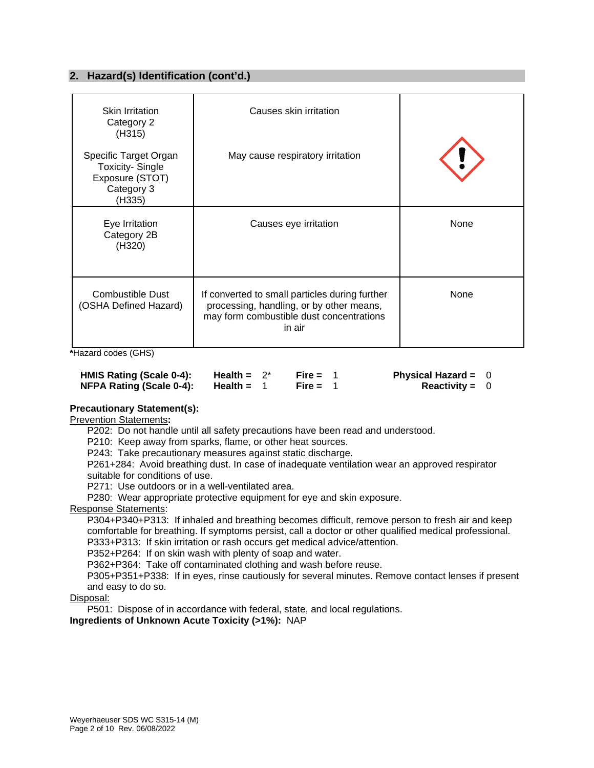## 2. Hazard(s) Identification (cont'd.)

| | | |
|---|---|---|
| Skin Irritation Category 2 (H315)<br><br>Specific Target Organ Toxicity- Single Exposure (STOT) Category 3 (H335) | Causes skin irritation<br><br>May cause respiratory irritation | |
| Eye Irritation Category 2B (H320) | Causes eye irritation | None |
| Combustible Dust (OSHA Defined Hazard) | If converted to small particles during further processing, handling, or by other means, may form combustible dust concentrations in air | None |

*Hazard codes (GHS)

| | | | |
|---|---|---|---|
| **HMIS Rating (Scale 0-4):** | **Health =** 2* | **Fire =** 1 | **Physical Hazard =** 0 |
| **NFPA Rating (Scale 0-4):** | **Health =** 1 | **Fire =** 1 | **Reactivity =** 0 |

**Precautionary Statement(s):**

Prevention Statements**:**

P202: Do not handle until all safety precautions have been read and understood.
P210: Keep away from sparks, flame, or other heat sources.
P243: Take precautionary measures against static discharge.
P261+284: Avoid breathing dust. In case of inadequate ventilation wear an approved respirator suitable for conditions of use.
P271: Use outdoors or in a well-ventilated area.
P280: Wear appropriate protective equipment for eye and skin exposure.

Response Statements:

P304+P340+P313: If inhaled and breathing becomes difficult, remove person to fresh air and keep comfortable for breathing. If symptoms persist, call a doctor or other qualified medical professional.
P333+P313: If skin irritation or rash occurs get medical advice/attention.
P352+P264: If on skin wash with plenty of soap and water.
P362+P364: Take off contaminated clothing and wash before reuse.
P305+P351+P338: If in eyes, rinse cautiously for several minutes. Remove contact lenses if present and easy to do so.

Disposal:

P501: Dispose of in accordance with federal, state, and local regulations.

**Ingredients of Unknown Acute Toxicity (>1%):** NAP

Weyerhaeuser SDS WC S315-14 (M)
Rev. 06/08/2022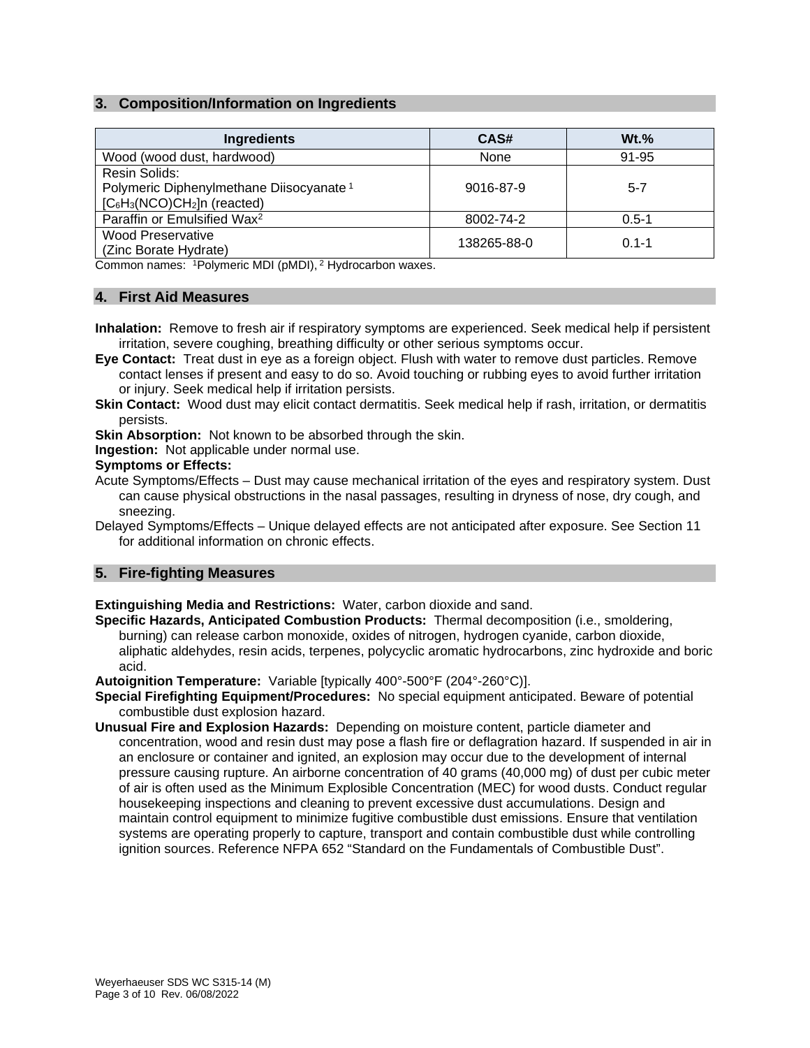## 3. Composition/Information on Ingredients

| Ingredients | CAS# | Wt.% |
|---|---|---|
| Wood (wood dust, hardwood) | None | 91-95 |
| Resin Solids: Polymeric Diphenylmethane Diisocyanate [1] $[C_6H_3(NCO)CH_2]n$ (reacted) | 9016-87-9 | 5-7 |
| Paraffin or Emulsified Wax[2] | 8002-74-2 | 0.5-1 |
| Wood Preservative (Zinc Borate Hydrate) | 138265-88-0 | 0.1-1 |

Common names: [1]Polymeric MDI (pMDI), [2] Hydrocarbon waxes.

## 4. First Aid Measures

**Inhalation:** Remove to fresh air if respiratory symptoms are experienced. Seek medical help if persistent irritation, severe coughing, breathing difficulty or other serious symptoms occur.

**Eye Contact:** Treat dust in eye as a foreign object. Flush with water to remove dust particles. Remove contact lenses if present and easy to do so. Avoid touching or rubbing eyes to avoid further irritation or injury. Seek medical help if irritation persists.

**Skin Contact:** Wood dust may elicit contact dermatitis. Seek medical help if rash, irritation, or dermatitis persists.

**Skin Absorption:** Not known to be absorbed through the skin.

**Ingestion:** Not applicable under normal use.

**Symptoms or Effects:**

Acute Symptoms/Effects – Dust may cause mechanical irritation of the eyes and respiratory system. Dust can cause physical obstructions in the nasal passages, resulting in dryness of nose, dry cough, and sneezing.

Delayed Symptoms/Effects – Unique delayed effects are not anticipated after exposure. See Section 11 for additional information on chronic effects.

## 5. Fire-fighting Measures

**Extinguishing Media and Restrictions:** Water, carbon dioxide and sand.

**Specific Hazards, Anticipated Combustion Products:** Thermal decomposition (i.e., smoldering, burning) can release carbon monoxide, oxides of nitrogen, hydrogen cyanide, carbon dioxide, aliphatic aldehydes, resin acids, terpenes, polycyclic aromatic hydrocarbons, zinc hydroxide and boric acid.

**Autoignition Temperature:** Variable [typically 400°-500°F (204°-260°C)].

**Special Firefighting Equipment/Procedures:** No special equipment anticipated. Beware of potential combustible dust explosion hazard.

**Unusual Fire and Explosion Hazards:** Depending on moisture content, particle diameter and concentration, wood and resin dust may pose a flash fire or deflagration hazard. If suspended in air in an enclosure or container and ignited, an explosion may occur due to the development of internal pressure causing rupture. An airborne concentration of 40 grams (40,000 mg) of dust per cubic meter of air is often used as the Minimum Explosible Concentration (MEC) for wood dusts. Conduct regular housekeeping inspections and cleaning to prevent excessive dust accumulations. Design and maintain control equipment to minimize fugitive combustible dust emissions. Ensure that ventilation systems are operating properly to capture, transport and contain combustible dust while controlling ignition sources. Reference NFPA 652 "Standard on the Fundamentals of Combustible Dust".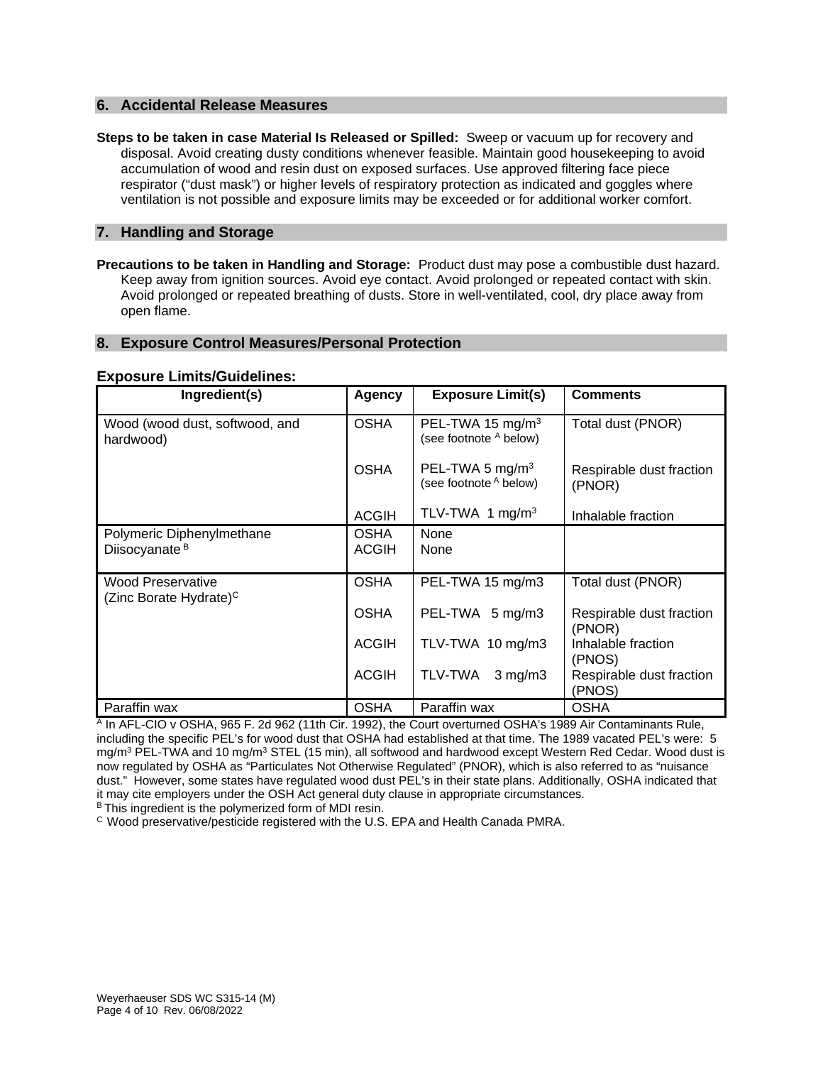## 6. Accidental Release Measures

**Steps to be taken in case Material Is Released or Spilled:** Sweep or vacuum up for recovery and disposal. Avoid creating dusty conditions whenever feasible. Maintain good housekeeping to avoid accumulation of wood and resin dust on exposed surfaces. Use approved filtering face piece respirator ("dust mask") or higher levels of respiratory protection as indicated and goggles where ventilation is not possible and exposure limits may be exceeded or for additional worker comfort.

## 7. Handling and Storage

**Precautions to be taken in Handling and Storage:** Product dust may pose a combustible dust hazard. Keep away from ignition sources. Avoid eye contact. Avoid prolonged or repeated contact with skin. Avoid prolonged or repeated breathing of dusts. Store in well-ventilated, cool, dry place away from open flame.

## 8. Exposure Control Measures/Personal Protection

### Exposure Limits/Guidelines:

| Ingredient(s) | Agency | Exposure Limit(s) | Comments |
|---|---|---|---|
| Wood (wood dust, softwood, and hardwood) | OSHA | PEL-TWA 15 mg/m$^3$ (see footnote [A] below) | Total dust (PNOR) |
| | OSHA | PEL-TWA 5 mg/m$^3$ (see footnote [A] below) | Respirable dust fraction (PNOR) |
| | ACGIH | TLV-TWA 1 mg/m$^3$ | Inhalable fraction |
| Polymeric Diphenylmethane Diisocyanate [B] | OSHA<br>ACGIH | None<br>None | |
| Wood Preservative (Zinc Borate Hydrate)[C] | OSHA | PEL-TWA 15 mg/m3 | Total dust (PNOR) |
| | OSHA | PEL-TWA 5 mg/m3 | Respirable dust fraction (PNOR) |
| | ACGIH | TLV-TWA 10 mg/m3 | Inhalable fraction (PNOS) |
| | ACGIH | TLV-TWA 3 mg/m3 | Respirable dust fraction (PNOS) |
| Paraffin wax | OSHA | Paraffin wax | OSHA |

[A] In AFL-CIO v OSHA, 965 F. 2d 962 (11th Cir. 1992), the Court overturned OSHA's 1989 Air Contaminants Rule, including the specific PEL's for wood dust that OSHA had established at that time. The 1989 vacated PEL's were: 5 mg/m$^3$ PEL-TWA and 10 mg/m$^3$ STEL (15 min), all softwood and hardwood except Western Red Cedar. Wood dust is now regulated by OSHA as "Particulates Not Otherwise Regulated" (PNOR), which is also referred to as "nuisance dust." However, some states have regulated wood dust PEL's in their state plans. Additionally, OSHA indicated that it may cite employers under the OSH Act general duty clause in appropriate circumstances.

[B] This ingredient is the polymerized form of MDI resin.

[C] Wood preservative/pesticide registered with the U.S. EPA and Health Canada PMRA.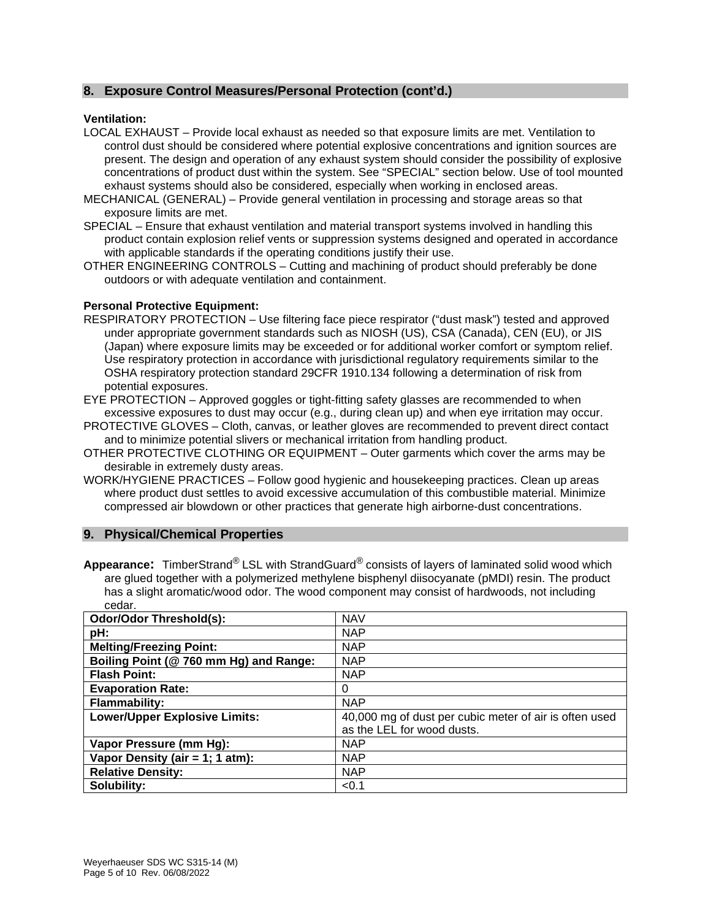## 8. Exposure Control Measures/Personal Protection (cont'd.)

**Ventilation:**

LOCAL EXHAUST – Provide local exhaust as needed so that exposure limits are met. Ventilation to control dust should be considered where potential explosive concentrations and ignition sources are present. The design and operation of any exhaust system should consider the possibility of explosive concentrations of product dust within the system. See "SPECIAL" section below. Use of tool mounted exhaust systems should also be considered, especially when working in enclosed areas.

MECHANICAL (GENERAL) – Provide general ventilation in processing and storage areas so that exposure limits are met.

SPECIAL – Ensure that exhaust ventilation and material transport systems involved in handling this product contain explosion relief vents or suppression systems designed and operated in accordance with applicable standards if the operating conditions justify their use.

OTHER ENGINEERING CONTROLS – Cutting and machining of product should preferably be done outdoors or with adequate ventilation and containment.

**Personal Protective Equipment:**

RESPIRATORY PROTECTION – Use filtering face piece respirator ("dust mask") tested and approved under appropriate government standards such as NIOSH (US), CSA (Canada), CEN (EU), or JIS (Japan) where exposure limits may be exceeded or for additional worker comfort or symptom relief. Use respiratory protection in accordance with jurisdictional regulatory requirements similar to the OSHA respiratory protection standard 29CFR 1910.134 following a determination of risk from potential exposures.

EYE PROTECTION – Approved goggles or tight-fitting safety glasses are recommended to when excessive exposures to dust may occur (e.g., during clean up) and when eye irritation may occur.

PROTECTIVE GLOVES – Cloth, canvas, or leather gloves are recommended to prevent direct contact and to minimize potential slivers or mechanical irritation from handling product.

OTHER PROTECTIVE CLOTHING OR EQUIPMENT – Outer garments which cover the arms may be desirable in extremely dusty areas.

WORK/HYGIENE PRACTICES – Follow good hygienic and housekeeping practices. Clean up areas where product dust settles to avoid excessive accumulation of this combustible material. Minimize compressed air blowdown or other practices that generate high airborne-dust concentrations.

## 9. Physical/Chemical Properties

**Appearance:** TimberStrand® LSL with StrandGuard® consists of layers of laminated solid wood which are glued together with a polymerized methylene bisphenyl diisocyanate (pMDI) resin. The product has a slight aromatic/wood odor. The wood component may consist of hardwoods, not including cedar.

| **Odor/Odor Threshold(s):** | NAV |
|---|---|
| **pH:** | NAP |
| **Melting/Freezing Point:** | NAP |
| **Boiling Point (@ 760 mm Hg) and Range:** | NAP |
| **Flash Point:** | NAP |
| **Evaporation Rate:** | 0 |
| **Flammability:** | NAP |
| **Lower/Upper Explosive Limits:** | 40,000 mg of dust per cubic meter of air is often used as the LEL for wood dusts. |
| **Vapor Pressure (mm Hg):** | NAP |
| **Vapor Density (air = 1; 1 atm):** | NAP |
| **Relative Density:** | NAP |
| **Solubility:** | <0.1 |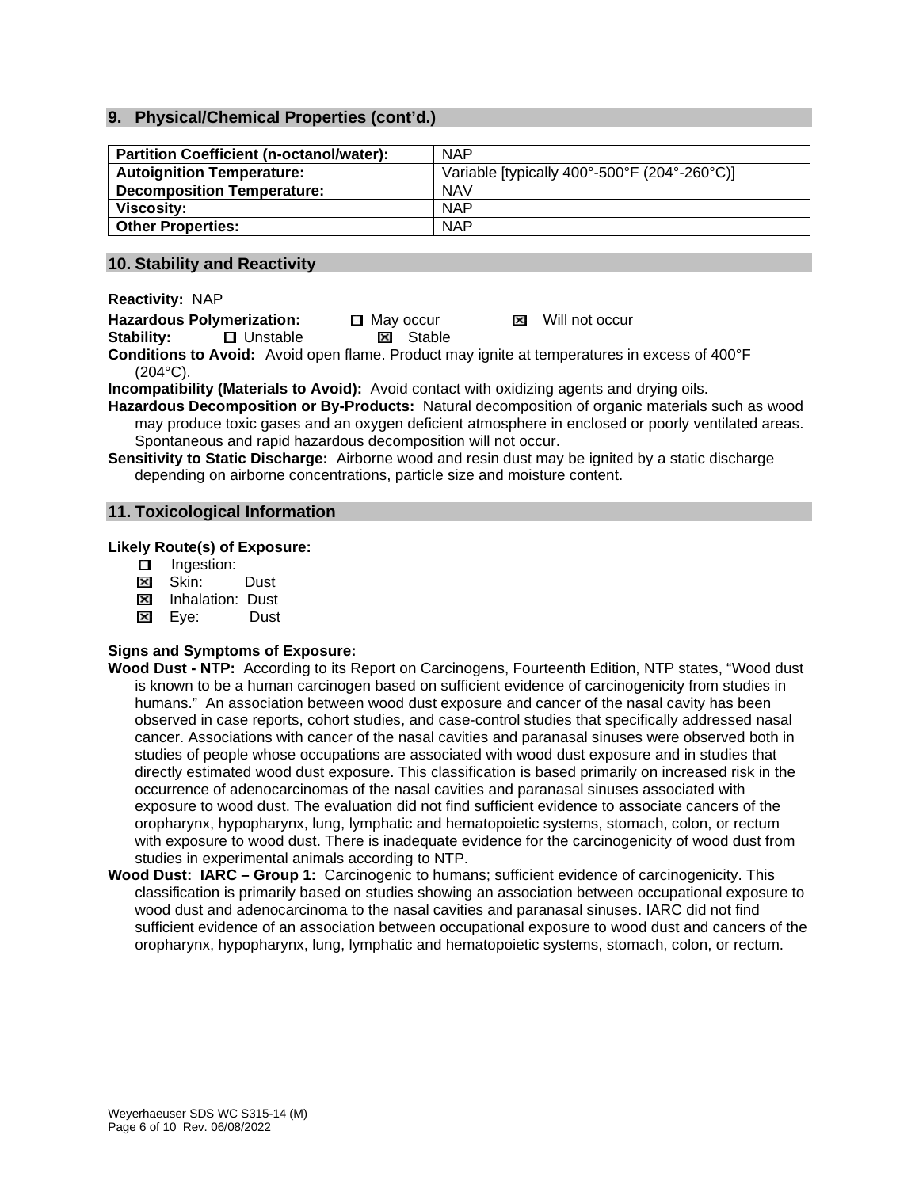## 9. Physical/Chemical Properties (cont'd.)

| | |
|---|---|
| **Partition Coefficient (n-octanol/water):** | NAP |
| **Autoignition Temperature:** | Variable [typically 400°-500°F (204°-260°C)] |
| **Decomposition Temperature:** | NAV |
| **Viscosity:** | NAP |
| **Other Properties:** | NAP |

## 10. Stability and Reactivity

**Reactivity:** NAP

**Hazardous Polymerization:** ☐ May occur ☒ Will not occur

**Stability:** ☐ Unstable ☒ Stable

**Conditions to Avoid:** Avoid open flame. Product may ignite at temperatures in excess of 400°F (204°C).

**Incompatibility (Materials to Avoid):** Avoid contact with oxidizing agents and drying oils.

**Hazardous Decomposition or By-Products:** Natural decomposition of organic materials such as wood may produce toxic gases and an oxygen deficient atmosphere in enclosed or poorly ventilated areas. Spontaneous and rapid hazardous decomposition will not occur.

**Sensitivity to Static Discharge:** Airborne wood and resin dust may be ignited by a static discharge depending on airborne concentrations, particle size and moisture content.

## 11. Toxicological Information

**Likely Route(s) of Exposure:**

- ☐ Ingestion:
- ☒ Skin: Dust
- ☒ Inhalation: Dust
- ☒ Eye: Dust

**Signs and Symptoms of Exposure:**

**Wood Dust - NTP:** According to its Report on Carcinogens, Fourteenth Edition, NTP states, "Wood dust is known to be a human carcinogen based on sufficient evidence of carcinogenicity from studies in humans." An association between wood dust exposure and cancer of the nasal cavity has been observed in case reports, cohort studies, and case-control studies that specifically addressed nasal cancer. Associations with cancer of the nasal cavities and paranasal sinuses were observed both in studies of people whose occupations are associated with wood dust exposure and in studies that directly estimated wood dust exposure. This classification is based primarily on increased risk in the occurrence of adenocarcinomas of the nasal cavities and paranasal sinuses associated with exposure to wood dust. The evaluation did not find sufficient evidence to associate cancers of the oropharynx, hypopharynx, lung, lymphatic and hematopoietic systems, stomach, colon, or rectum with exposure to wood dust. There is inadequate evidence for the carcinogenicity of wood dust from studies in experimental animals according to NTP.

**Wood Dust: IARC – Group 1:** Carcinogenic to humans; sufficient evidence of carcinogenicity. This classification is primarily based on studies showing an association between occupational exposure to wood dust and adenocarcinoma to the nasal cavities and paranasal sinuses. IARC did not find sufficient evidence of an association between occupational exposure to wood dust and cancers of the oropharynx, hypopharynx, lung, lymphatic and hematopoietic systems, stomach, colon, or rectum.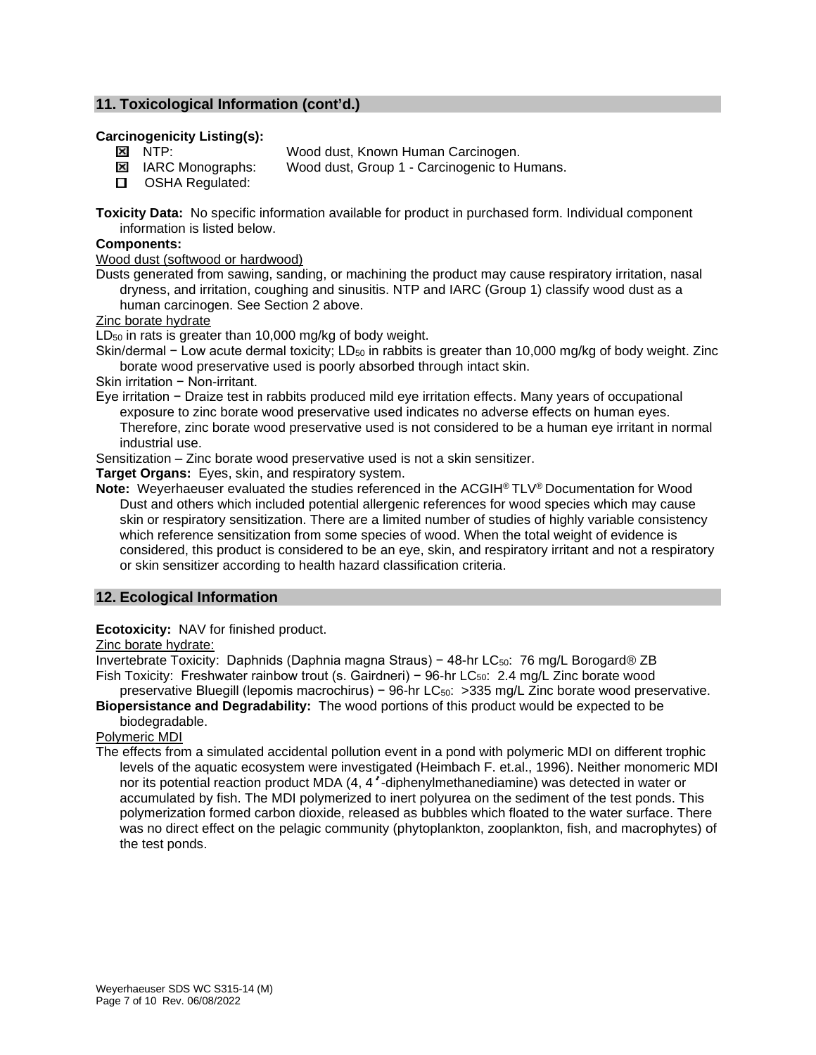## 11. Toxicological Information (cont'd.)

**Carcinogenicity Listing(s):**

- ☒ NTP: Wood dust, Known Human Carcinogen.
- ☒ IARC Monographs: Wood dust, Group 1 - Carcinogenic to Humans.
- ☐ OSHA Regulated:

**Toxicity Data:** No specific information available for product in purchased form. Individual component information is listed below.

**Components:**

Wood dust (softwood or hardwood)

Dusts generated from sawing, sanding, or machining the product may cause respiratory irritation, nasal dryness, and irritation, coughing and sinusitis. NTP and IARC (Group 1) classify wood dust as a human carcinogen. See Section 2 above.

Zinc borate hydrate

$LD_{50}$ in rats is greater than 10,000 mg/kg of body weight.

Skin/dermal − Low acute dermal toxicity; $LD_{50}$ in rabbits is greater than 10,000 mg/kg of body weight. Zinc borate wood preservative used is poorly absorbed through intact skin.

Skin irritation − Non-irritant.

Eye irritation − Draize test in rabbits produced mild eye irritation effects. Many years of occupational exposure to zinc borate wood preservative used indicates no adverse effects on human eyes. Therefore, zinc borate wood preservative used is not considered to be a human eye irritant in normal industrial use.

Sensitization – Zinc borate wood preservative used is not a skin sensitizer.

**Target Organs:** Eyes, skin, and respiratory system.

**Note:** Weyerhaeuser evaluated the studies referenced in the ACGIH® TLV® Documentation for Wood Dust and others which included potential allergenic references for wood species which may cause skin or respiratory sensitization. There are a limited number of studies of highly variable consistency which reference sensitization from some species of wood. When the total weight of evidence is considered, this product is considered to be an eye, skin, and respiratory irritant and not a respiratory or skin sensitizer according to health hazard classification criteria.

## 12. Ecological Information

**Ecotoxicity:** NAV for finished product.

Zinc borate hydrate:

Invertebrate Toxicity: Daphnids (Daphnia magna Straus) − 48-hr $LC_{50}$: 76 mg/L Borogard® ZB

Fish Toxicity: Freshwater rainbow trout (s. Gairdneri) − 96-hr $LC_{50}$: 2.4 mg/L Zinc borate wood preservative Bluegill (lepomis macrochirus) − 96-hr $LC_{50}$: >335 mg/L Zinc borate wood preservative.

**Biopersistance and Degradability:** The wood portions of this product would be expected to be biodegradable.

Polymeric MDI

The effects from a simulated accidental pollution event in a pond with polymeric MDI on different trophic levels of the aquatic ecosystem were investigated (Heimbach F. et.al., 1996). Neither monomeric MDI nor its potential reaction product MDA (4, 4'-diphenylmethanediamine) was detected in water or accumulated by fish. The MDI polymerized to inert polyurea on the sediment of the test ponds. This polymerization formed carbon dioxide, released as bubbles which floated to the water surface. There was no direct effect on the pelagic community (phytoplankton, zooplankton, fish, and macrophytes) of the test ponds.

Weyerhaeuser SDS WC S315-14 (M)
Rev. 06/08/2022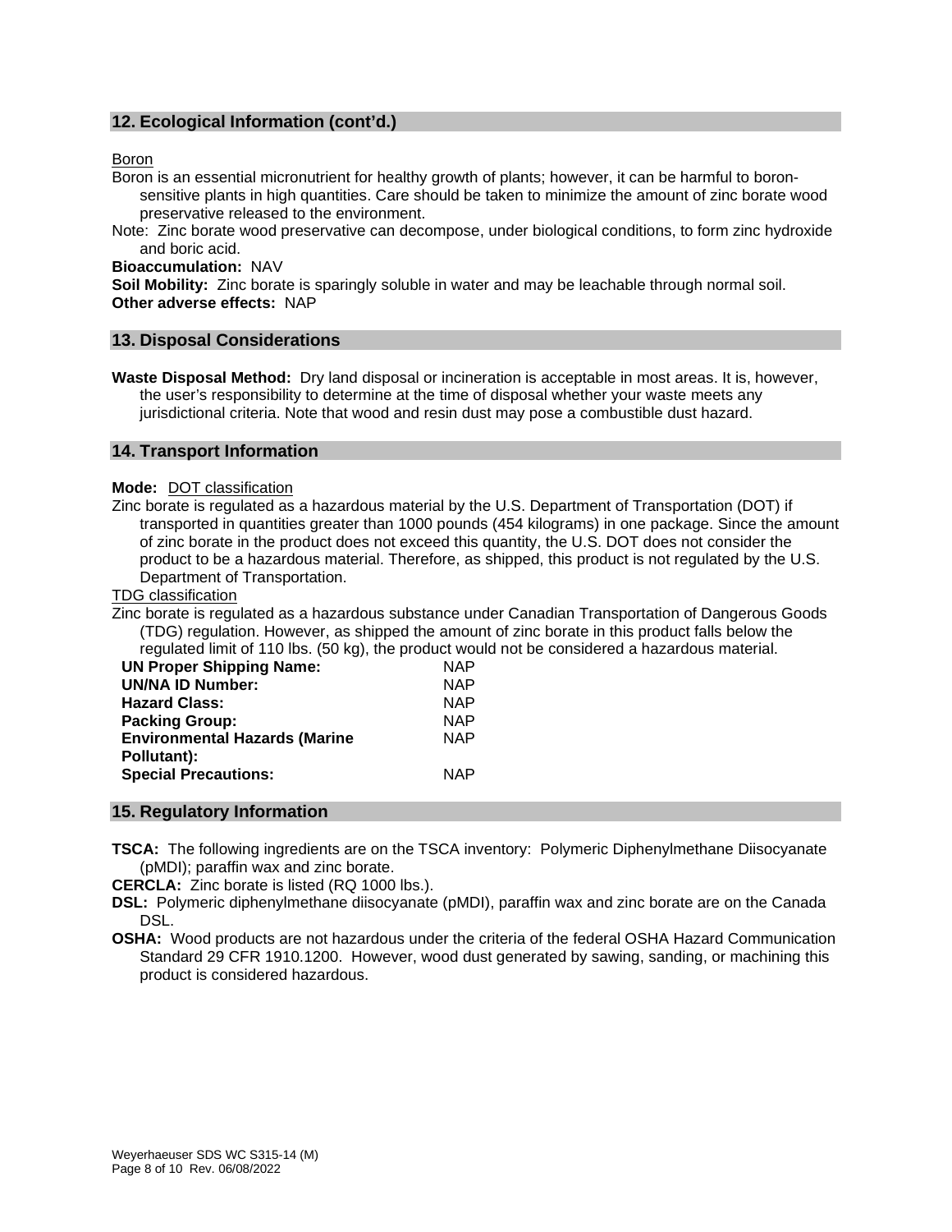## 12. Ecological Information (cont'd.)

Boron

Boron is an essential micronutrient for healthy growth of plants; however, it can be harmful to boron-sensitive plants in high quantities. Care should be taken to minimize the amount of zinc borate wood preservative released to the environment.

Note: Zinc borate wood preservative can decompose, under biological conditions, to form zinc hydroxide and boric acid.

**Bioaccumulation:** NAV

**Soil Mobility:** Zinc borate is sparingly soluble in water and may be leachable through normal soil.

**Other adverse effects:** NAP

## 13. Disposal Considerations

**Waste Disposal Method:** Dry land disposal or incineration is acceptable in most areas. It is, however, the user's responsibility to determine at the time of disposal whether your waste meets any jurisdictional criteria. Note that wood and resin dust may pose a combustible dust hazard.

## 14. Transport Information

**Mode:** DOT classification

Zinc borate is regulated as a hazardous material by the U.S. Department of Transportation (DOT) if transported in quantities greater than 1000 pounds (454 kilograms) in one package. Since the amount of zinc borate in the product does not exceed this quantity, the U.S. DOT does not consider the product to be a hazardous material. Therefore, as shipped, this product is not regulated by the U.S. Department of Transportation.

TDG classification

Zinc borate is regulated as a hazardous substance under Canadian Transportation of Dangerous Goods (TDG) regulation. However, as shipped the amount of zinc borate in this product falls below the regulated limit of 110 lbs. (50 kg), the product would not be considered a hazardous material.

| | |
|---|---|
| **UN Proper Shipping Name:** | NAP |
| **UN/NA ID Number:** | NAP |
| **Hazard Class:** | NAP |
| **Packing Group:** | NAP |
| **Environmental Hazards (Marine Pollutant):** | NAP |
| **Special Precautions:** | NAP |

## 15. Regulatory Information

**TSCA:** The following ingredients are on the TSCA inventory: Polymeric Diphenylmethane Diisocyanate (pMDI); paraffin wax and zinc borate.

**CERCLA:** Zinc borate is listed (RQ 1000 lbs.).

**DSL:** Polymeric diphenylmethane diisocyanate (pMDI), paraffin wax and zinc borate are on the Canada DSL.

**OSHA:** Wood products are not hazardous under the criteria of the federal OSHA Hazard Communication Standard 29 CFR 1910.1200. However, wood dust generated by sawing, sanding, or machining this product is considered hazardous.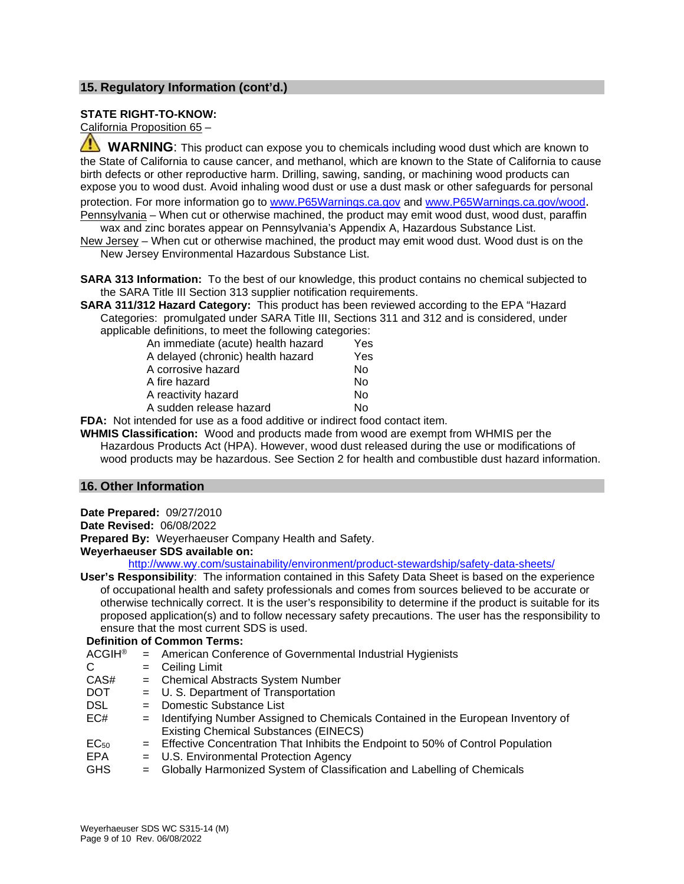## 15. Regulatory Information (cont'd.)

**STATE RIGHT-TO-KNOW:**

California Proposition 65 –

⚠ **WARNING**: This product can expose you to chemicals including wood dust which are known to the State of California to cause cancer, and methanol, which are known to the State of California to cause birth defects or other reproductive harm. Drilling, sawing, sanding, or machining wood products can expose you to wood dust. Avoid inhaling wood dust or use a dust mask or other safeguards for personal protection. For more information go to www.P65Warnings.ca.gov and www.P65Warnings.ca.gov/wood.

Pennsylvania – When cut or otherwise machined, the product may emit wood dust, wood dust, paraffin wax and zinc borates appear on Pennsylvania's Appendix A, Hazardous Substance List.

New Jersey – When cut or otherwise machined, the product may emit wood dust. Wood dust is on the New Jersey Environmental Hazardous Substance List.

**SARA 313 Information:** To the best of our knowledge, this product contains no chemical subjected to the SARA Title III Section 313 supplier notification requirements.

**SARA 311/312 Hazard Category:** This product has been reviewed according to the EPA "Hazard Categories: promulgated under SARA Title III, Sections 311 and 312 and is considered, under applicable definitions, to meet the following categories:

| | |
|---|---|
| An immediate (acute) health hazard | Yes |
| A delayed (chronic) health hazard | Yes |
| A corrosive hazard | No |
| A fire hazard | No |
| A reactivity hazard | No |
| A sudden release hazard | No |

**FDA:** Not intended for use as a food additive or indirect food contact item.

**WHMIS Classification:** Wood and products made from wood are exempt from WHMIS per the Hazardous Products Act (HPA). However, wood dust released during the use or modifications of wood products may be hazardous. See Section 2 for health and combustible dust hazard information.

## 16. Other Information

**Date Prepared:** 09/27/2010

**Date Revised:** 06/08/2022

**Prepared By:** Weyerhaeuser Company Health and Safety.

**Weyerhaeuser SDS available on:**

http://www.wy.com/sustainability/environment/product-stewardship/safety-data-sheets/

**User's Responsibility**: The information contained in this Safety Data Sheet is based on the experience of occupational health and safety professionals and comes from sources believed to be accurate or otherwise technically correct. It is the user's responsibility to determine if the product is suitable for its proposed application(s) and to follow necessary safety precautions. The user has the responsibility to ensure that the most current SDS is used.

**Definition of Common Terms:**

| | | |
|---|---|---|
| ACGIH® | = | American Conference of Governmental Industrial Hygienists |
| C | = | Ceiling Limit |
| CAS# | = | Chemical Abstracts System Number |
| DOT | = | U. S. Department of Transportation |
| DSL | = | Domestic Substance List |
| EC# | = | Identifying Number Assigned to Chemicals Contained in the European Inventory of Existing Chemical Substances (EINECS) |
| $EC_{50}$ | = | Effective Concentration That Inhibits the Endpoint to 50% of Control Population |
| EPA | = | U.S. Environmental Protection Agency |
| GHS | = | Globally Harmonized System of Classification and Labelling of Chemicals |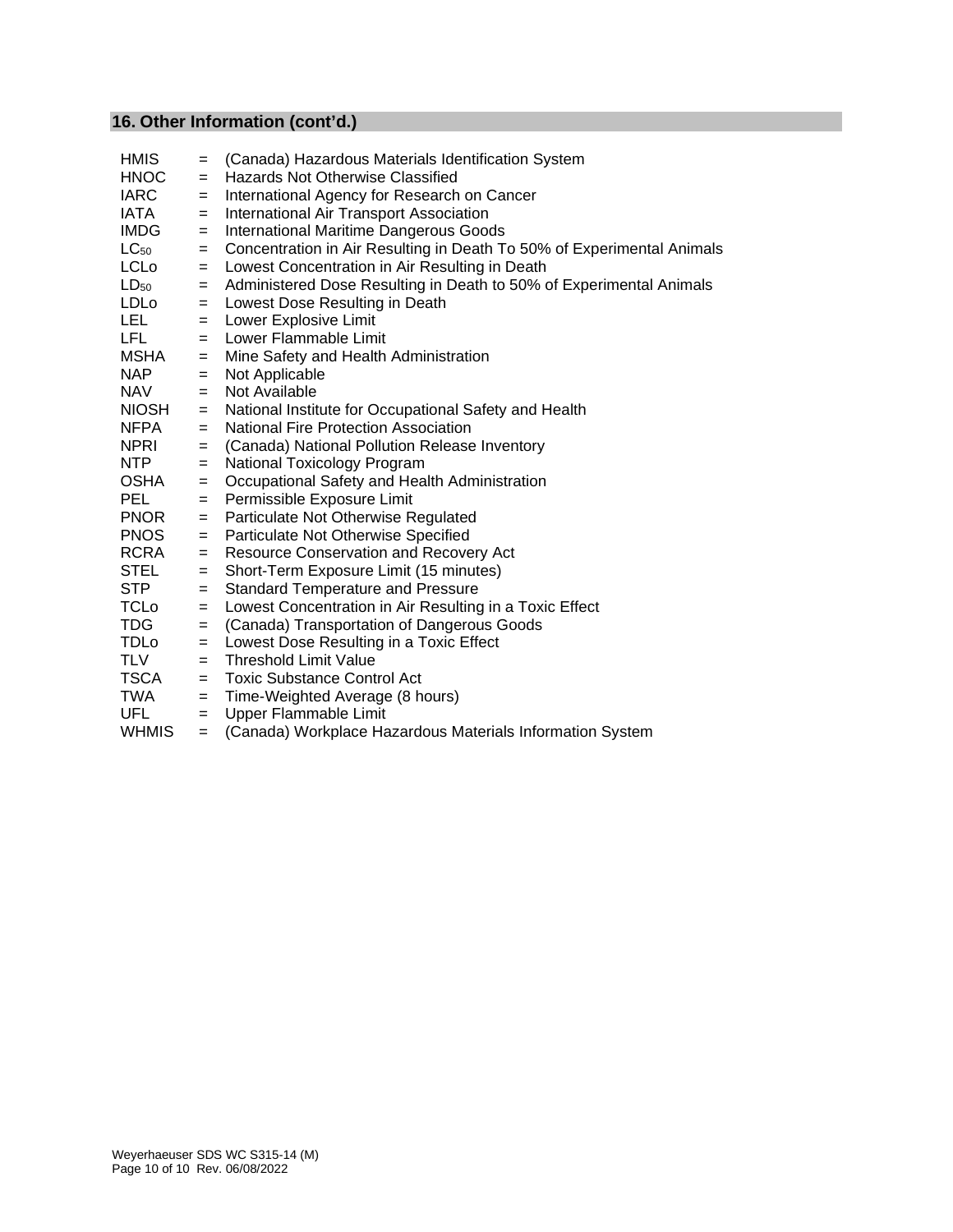## 16. Other Information (cont'd.)

| | | |
|---|---|---|
| HMIS | = | (Canada) Hazardous Materials Identification System |
| HNOC | = | Hazards Not Otherwise Classified |
| IARC | = | International Agency for Research on Cancer |
| IATA | = | International Air Transport Association |
| IMDG | = | International Maritime Dangerous Goods |
| $LC_{50}$ | = | Concentration in Air Resulting in Death To 50% of Experimental Animals |
| LCLo | = | Lowest Concentration in Air Resulting in Death |
| $LD_{50}$ | = | Administered Dose Resulting in Death to 50% of Experimental Animals |
| LDLo | = | Lowest Dose Resulting in Death |
| LEL | = | Lower Explosive Limit |
| LFL | = | Lower Flammable Limit |
| MSHA | = | Mine Safety and Health Administration |
| NAP | = | Not Applicable |
| NAV | = | Not Available |
| NIOSH | = | National Institute for Occupational Safety and Health |
| NFPA | = | National Fire Protection Association |
| NPRI | = | (Canada) National Pollution Release Inventory |
| NTP | = | National Toxicology Program |
| OSHA | = | Occupational Safety and Health Administration |
| PEL | = | Permissible Exposure Limit |
| PNOR | = | Particulate Not Otherwise Regulated |
| PNOS | = | Particulate Not Otherwise Specified |
| RCRA | = | Resource Conservation and Recovery Act |
| STEL | = | Short-Term Exposure Limit (15 minutes) |
| STP | = | Standard Temperature and Pressure |
| TCLo | = | Lowest Concentration in Air Resulting in a Toxic Effect |
| TDG | = | (Canada) Transportation of Dangerous Goods |
| TDLo | = | Lowest Dose Resulting in a Toxic Effect |
| TLV | = | Threshold Limit Value |
| TSCA | = | Toxic Substance Control Act |
| TWA | = | Time-Weighted Average (8 hours) |
| UFL | = | Upper Flammable Limit |
| WHMIS | = | (Canada) Workplace Hazardous Materials Information System |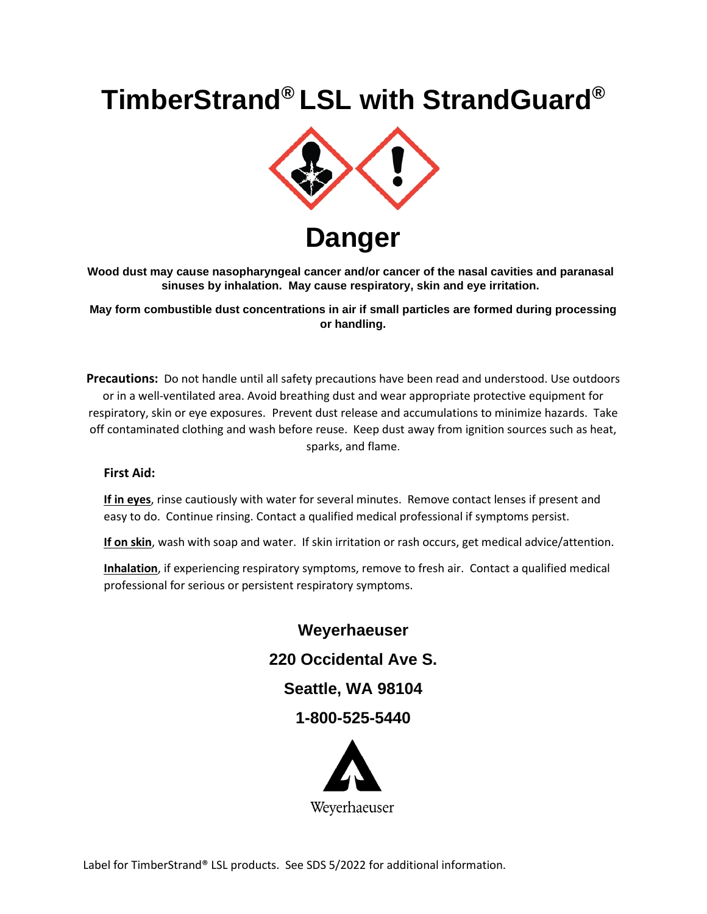# TimberStrand® LSL with StrandGuard®

## Danger

**Wood dust may cause nasopharyngeal cancer and/or cancer of the nasal cavities and paranasal sinuses by inhalation. May cause respiratory, skin and eye irritation.**

**May form combustible dust concentrations in air if small particles are formed during processing or handling.**

**Precautions:** Do not handle until all safety precautions have been read and understood. Use outdoors or in a well-ventilated area. Avoid breathing dust and wear appropriate protective equipment for respiratory, skin or eye exposures. Prevent dust release and accumulations to minimize hazards. Take off contaminated clothing and wash before reuse. Keep dust away from ignition sources such as heat, sparks, and flame.

**First Aid:**

**If in eyes**, rinse cautiously with water for several minutes. Remove contact lenses if present and easy to do. Continue rinsing. Contact a qualified medical professional if symptoms persist.

**If on skin**, wash with soap and water. If skin irritation or rash occurs, get medical advice/attention.

**Inhalation**, if experiencing respiratory symptoms, remove to fresh air. Contact a qualified medical professional for serious or persistent respiratory symptoms.

**Weyerhaeuser**

**220 Occidental Ave S.**

**Seattle, WA 98104**

**1-800-525-5440**

Weyerhaeuser

Label for TimberStrand® LSL products. See SDS 5/2022 for additional information.